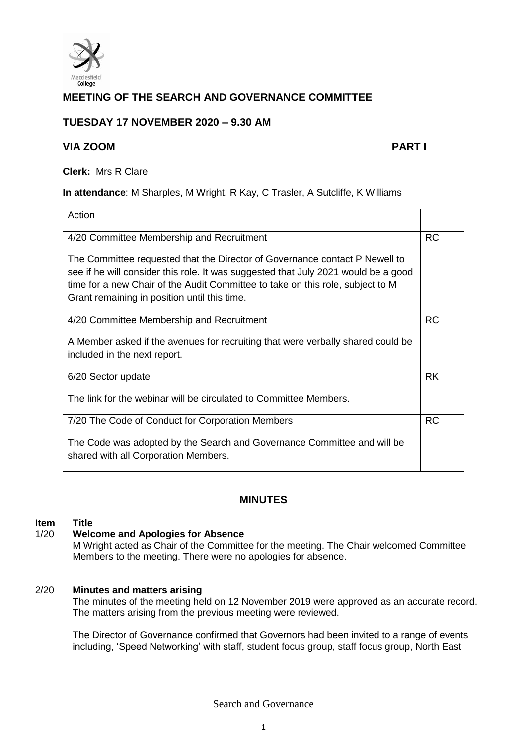# MEETING OF THE SEARCH AND GOVERNANCE COMMITTEE

## TUESDAY 17 NOVEMBER 2020 – 9.30 AM

**VIA ZOOM** **PART I**

**Clerk:** Mrs R Clare

**In attendance**: M Sharples, M Wright, R Kay, C Trasler, A Sutcliffe, K Williams

| Action | |
|---|---|
| 4/20 Committee Membership and Recruitment<br><br>The Committee requested that the Director of Governance contact P Newell to see if he will consider this role. It was suggested that July 2021 would be a good time for a new Chair of the Audit Committee to take on this role, subject to M Grant remaining in position until this time. | RC |
| 4/20 Committee Membership and Recruitment<br><br>A Member asked if the avenues for recruiting that were verbally shared could be included in the next report. | RC |
| 6/20 Sector update<br><br>The link for the webinar will be circulated to Committee Members. | RK |
| 7/20 The Code of Conduct for Corporation Members<br><br>The Code was adopted by the Search and Governance Committee and will be shared with all Corporation Members. | RC |

## MINUTES

**Item** **Title**

**1/20 Welcome and Apologies for Absence**

M Wright acted as Chair of the Committee for the meeting. The Chair welcomed Committee Members to the meeting. There were no apologies for absence.

**2/20 Minutes and matters arising**

The minutes of the meeting held on 12 November 2019 were approved as an accurate record. The matters arising from the previous meeting were reviewed.

The Director of Governance confirmed that Governors had been invited to a range of events including, 'Speed Networking' with staff, student focus group, staff focus group, North East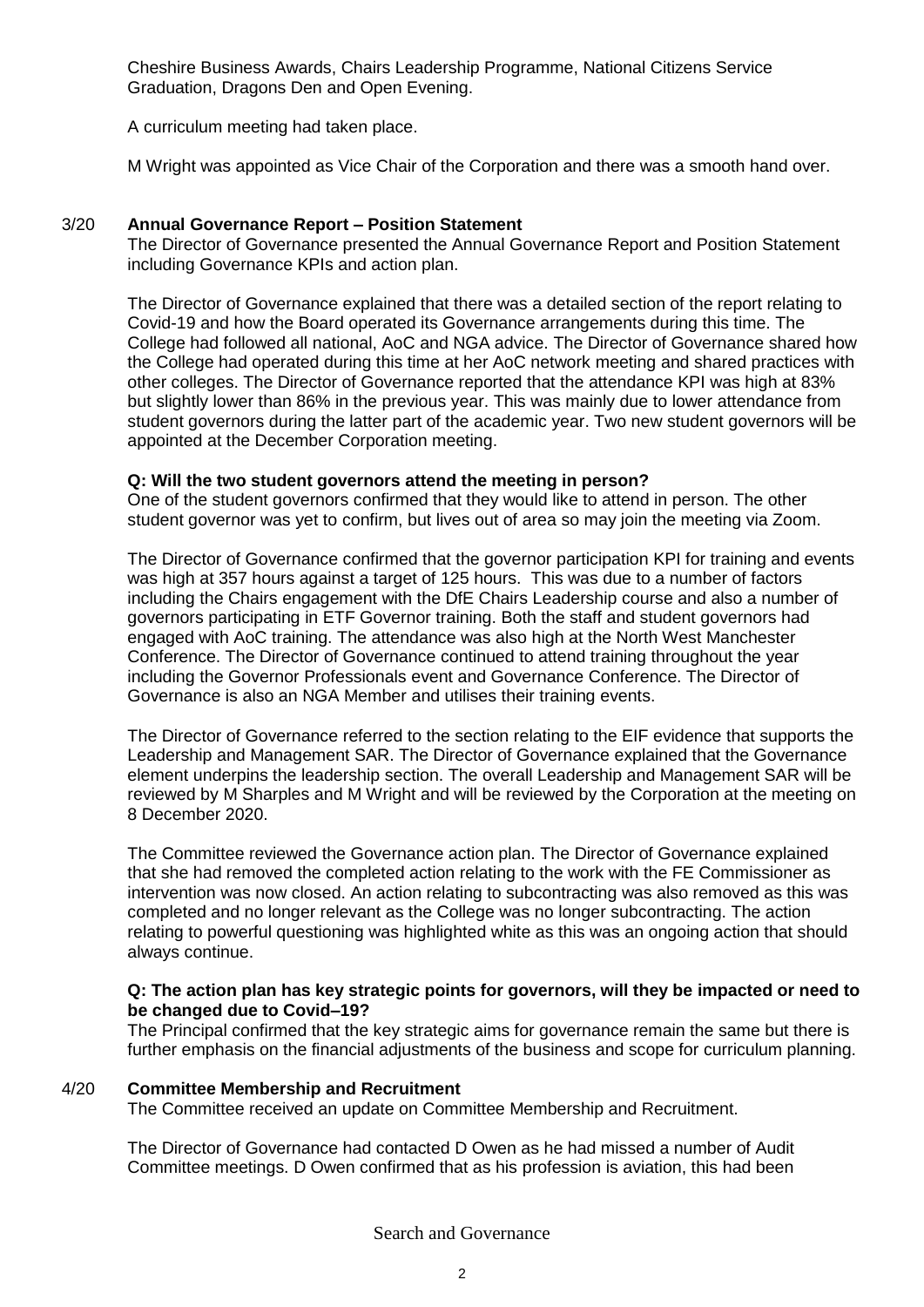Cheshire Business Awards, Chairs Leadership Programme, National Citizens Service Graduation, Dragons Den and Open Evening.

A curriculum meeting had taken place.

M Wright was appointed as Vice Chair of the Corporation and there was a smooth hand over.

### 3/20 Annual Governance Report – Position Statement

The Director of Governance presented the Annual Governance Report and Position Statement including Governance KPIs and action plan.

The Director of Governance explained that there was a detailed section of the report relating to Covid-19 and how the Board operated its Governance arrangements during this time. The College had followed all national, AoC and NGA advice. The Director of Governance shared how the College had operated during this time at her AoC network meeting and shared practices with other colleges. The Director of Governance reported that the attendance KPI was high at 83% but slightly lower than 86% in the previous year. This was mainly due to lower attendance from student governors during the latter part of the academic year. Two new student governors will be appointed at the December Corporation meeting.

**Q: Will the two student governors attend the meeting in person?**
One of the student governors confirmed that they would like to attend in person. The other student governor was yet to confirm, but lives out of area so may join the meeting via Zoom.

The Director of Governance confirmed that the governor participation KPI for training and events was high at 357 hours against a target of 125 hours. This was due to a number of factors including the Chairs engagement with the DfE Chairs Leadership course and also a number of governors participating in ETF Governor training. Both the staff and student governors had engaged with AoC training. The attendance was also high at the North West Manchester Conference. The Director of Governance continued to attend training throughout the year including the Governor Professionals event and Governance Conference. The Director of Governance is also an NGA Member and utilises their training events.

The Director of Governance referred to the section relating to the EIF evidence that supports the Leadership and Management SAR. The Director of Governance explained that the Governance element underpins the leadership section. The overall Leadership and Management SAR will be reviewed by M Sharples and M Wright and will be reviewed by the Corporation at the meeting on 8 December 2020.

The Committee reviewed the Governance action plan. The Director of Governance explained that she had removed the completed action relating to the work with the FE Commissioner as intervention was now closed. An action relating to subcontracting was also removed as this was completed and no longer relevant as the College was no longer subcontracting. The action relating to powerful questioning was highlighted white as this was an ongoing action that should always continue.

**Q: The action plan has key strategic points for governors, will they be impacted or need to be changed due to Covid–19?**
The Principal confirmed that the key strategic aims for governance remain the same but there is further emphasis on the financial adjustments of the business and scope for curriculum planning.

### 4/20 Committee Membership and Recruitment

The Committee received an update on Committee Membership and Recruitment.

The Director of Governance had contacted D Owen as he had missed a number of Audit Committee meetings. D Owen confirmed that as his profession is aviation, this had been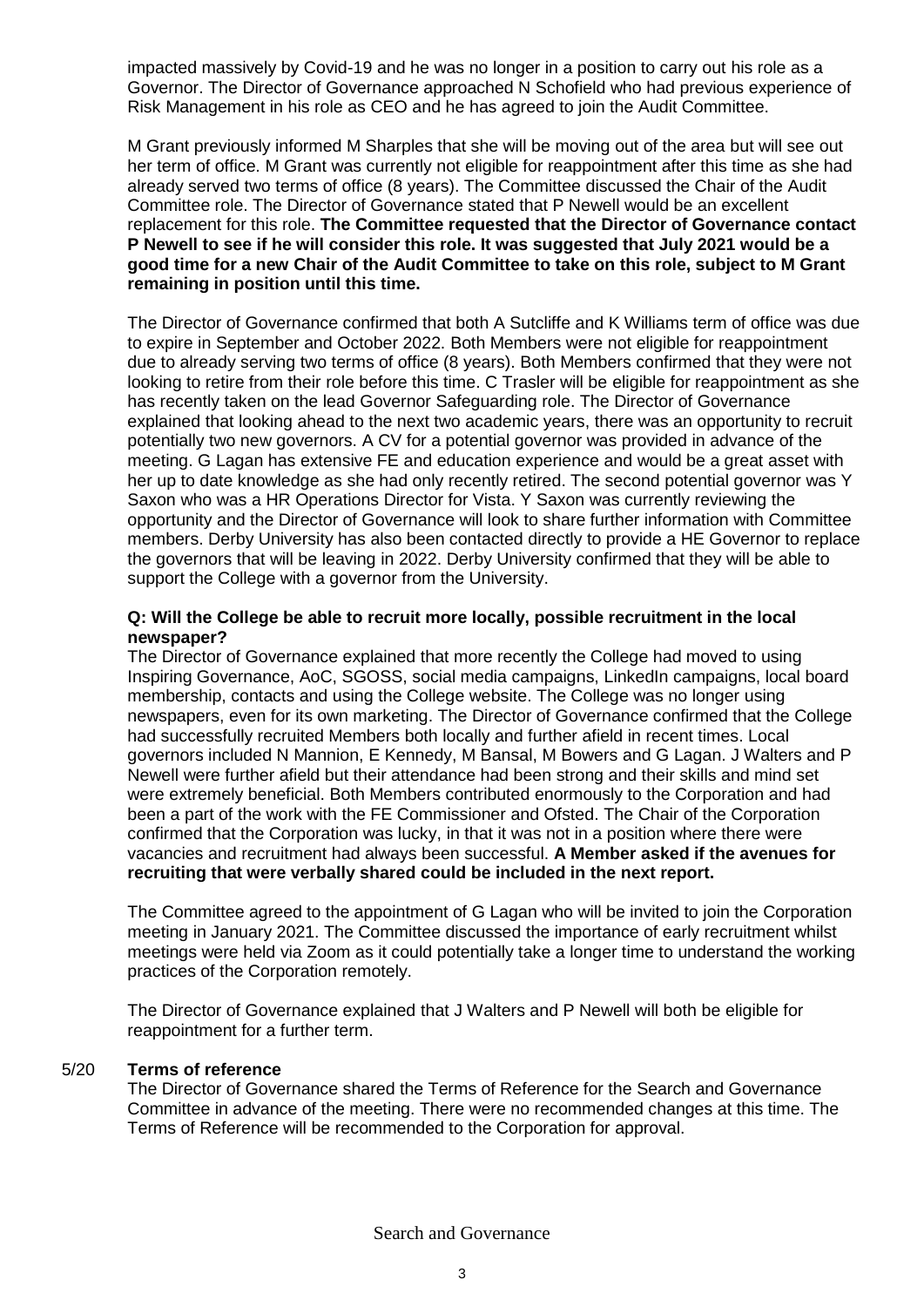impacted massively by Covid-19 and he was no longer in a position to carry out his role as a Governor. The Director of Governance approached N Schofield who had previous experience of Risk Management in his role as CEO and he has agreed to join the Audit Committee.

M Grant previously informed M Sharples that she will be moving out of the area but will see out her term of office. M Grant was currently not eligible for reappointment after this time as she had already served two terms of office (8 years). The Committee discussed the Chair of the Audit Committee role. The Director of Governance stated that P Newell would be an excellent replacement for this role. **The Committee requested that the Director of Governance contact P Newell to see if he will consider this role. It was suggested that July 2021 would be a good time for a new Chair of the Audit Committee to take on this role, subject to M Grant remaining in position until this time.**

The Director of Governance confirmed that both A Sutcliffe and K Williams term of office was due to expire in September and October 2022. Both Members were not eligible for reappointment due to already serving two terms of office (8 years). Both Members confirmed that they were not looking to retire from their role before this time. C Trasler will be eligible for reappointment as she has recently taken on the lead Governor Safeguarding role. The Director of Governance explained that looking ahead to the next two academic years, there was an opportunity to recruit potentially two new governors. A CV for a potential governor was provided in advance of the meeting. G Lagan has extensive FE and education experience and would be a great asset with her up to date knowledge as she had only recently retired. The second potential governor was Y Saxon who was a HR Operations Director for Vista. Y Saxon was currently reviewing the opportunity and the Director of Governance will look to share further information with Committee members. Derby University has also been contacted directly to provide a HE Governor to replace the governors that will be leaving in 2022. Derby University confirmed that they will be able to support the College with a governor from the University.

**Q: Will the College be able to recruit more locally, possible recruitment in the local newspaper?**

The Director of Governance explained that more recently the College had moved to using Inspiring Governance, AoC, SGOSS, social media campaigns, LinkedIn campaigns, local board membership, contacts and using the College website. The College was no longer using newspapers, even for its own marketing. The Director of Governance confirmed that the College had successfully recruited Members both locally and further afield in recent times. Local governors included N Mannion, E Kennedy, M Bansal, M Bowers and G Lagan. J Walters and P Newell were further afield but their attendance had been strong and their skills and mind set were extremely beneficial. Both Members contributed enormously to the Corporation and had been a part of the work with the FE Commissioner and Ofsted. The Chair of the Corporation confirmed that the Corporation was lucky, in that it was not in a position where there were vacancies and recruitment had always been successful. **A Member asked if the avenues for recruiting that were verbally shared could be included in the next report.**

The Committee agreed to the appointment of G Lagan who will be invited to join the Corporation meeting in January 2021. The Committee discussed the importance of early recruitment whilst meetings were held via Zoom as it could potentially take a longer time to understand the working practices of the Corporation remotely.

The Director of Governance explained that J Walters and P Newell will both be eligible for reappointment for a further term.

## 5/20 Terms of reference

The Director of Governance shared the Terms of Reference for the Search and Governance Committee in advance of the meeting. There were no recommended changes at this time. The Terms of Reference will be recommended to the Corporation for approval.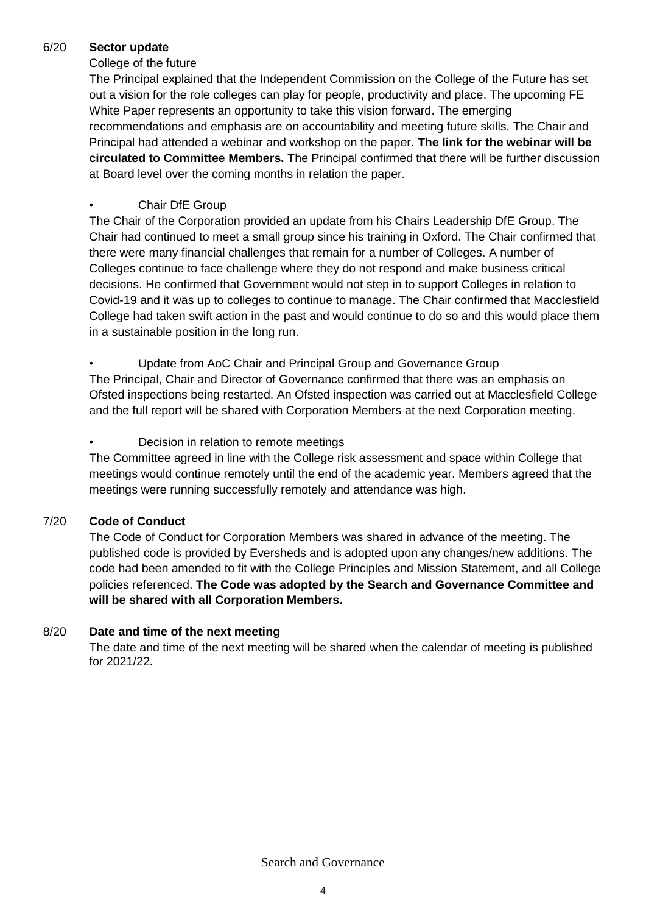6/20 **Sector update**

College of the future

The Principal explained that the Independent Commission on the College of the Future has set out a vision for the role colleges can play for people, productivity and place. The upcoming FE White Paper represents an opportunity to take this vision forward. The emerging recommendations and emphasis are on accountability and meeting future skills. The Chair and Principal had attended a webinar and workshop on the paper. **The link for the webinar will be circulated to Committee Members.** The Principal confirmed that there will be further discussion at Board level over the coming months in relation the paper.

- Chair DfE Group

The Chair of the Corporation provided an update from his Chairs Leadership DfE Group. The Chair had continued to meet a small group since his training in Oxford. The Chair confirmed that there were many financial challenges that remain for a number of Colleges. A number of Colleges continue to face challenge where they do not respond and make business critical decisions. He confirmed that Government would not step in to support Colleges in relation to Covid-19 and it was up to colleges to continue to manage. The Chair confirmed that Macclesfield College had taken swift action in the past and would continue to do so and this would place them in a sustainable position in the long run.

- Update from AoC Chair and Principal Group and Governance Group

The Principal, Chair and Director of Governance confirmed that there was an emphasis on Ofsted inspections being restarted. An Ofsted inspection was carried out at Macclesfield College and the full report will be shared with Corporation Members at the next Corporation meeting.

- Decision in relation to remote meetings

The Committee agreed in line with the College risk assessment and space within College that meetings would continue remotely until the end of the academic year. Members agreed that the meetings were running successfully remotely and attendance was high.

7/20 **Code of Conduct**

The Code of Conduct for Corporation Members was shared in advance of the meeting. The published code is provided by Eversheds and is adopted upon any changes/new additions. The code had been amended to fit with the College Principles and Mission Statement, and all College policies referenced. **The Code was adopted by the Search and Governance Committee and will be shared with all Corporation Members.**

8/20 **Date and time of the next meeting**

The date and time of the next meeting will be shared when the calendar of meeting is published for 2021/22.